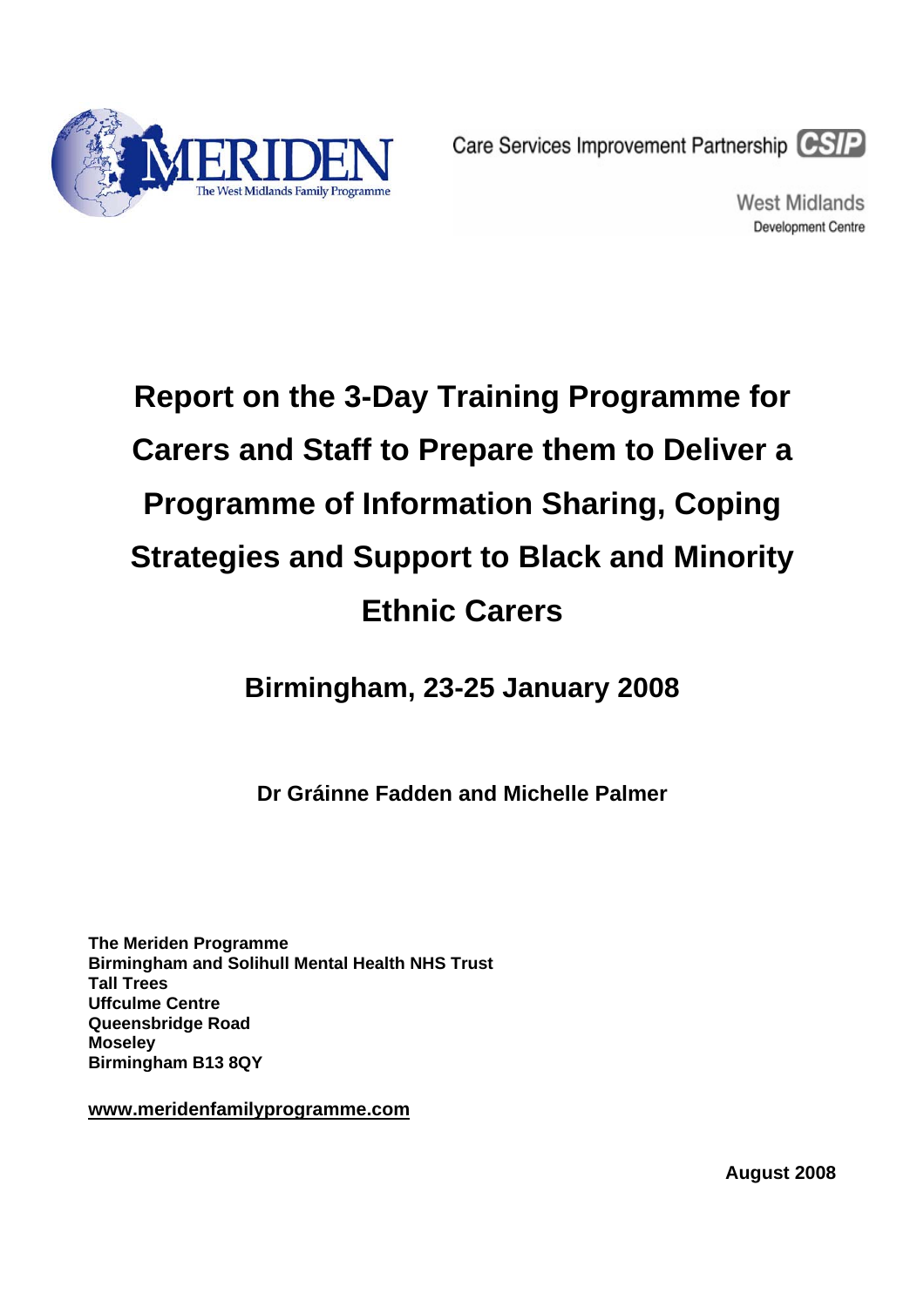MERIDEN
The West Midlands Family Programme

Care Services Improvement Partnership CSIP

West Midlands
Development Centre

# Report on the 3-Day Training Programme for Carers and Staff to Prepare them to Deliver a Programme of Information Sharing, Coping Strategies and Support to Black and Minority Ethnic Carers

## Birmingham, 23-25 January 2008

**Dr Gráinne Fadden and Michelle Palmer**

**The Meriden Programme**
**Birmingham and Solihull Mental Health NHS Trust**
**Tall Trees**
**Uffculme Centre**
**Queensbridge Road**
**Moseley**
**Birmingham B13 8QY**

**www.meridenfamilyprogramme.com**

**August 2008**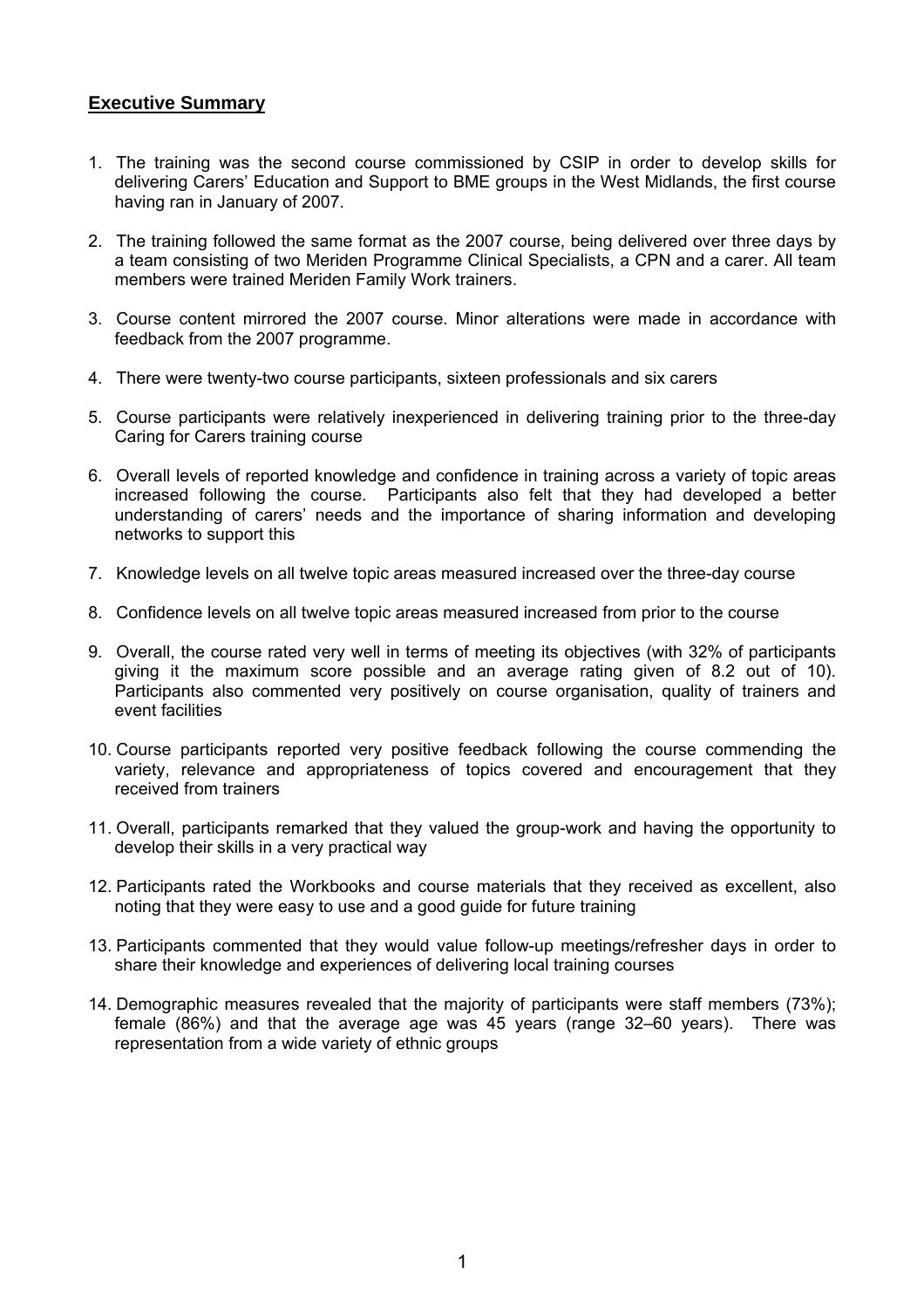## Executive Summary

1. The training was the second course commissioned by CSIP in order to develop skills for delivering Carers' Education and Support to BME groups in the West Midlands, the first course having ran in January of 2007.

2. The training followed the same format as the 2007 course, being delivered over three days by a team consisting of two Meriden Programme Clinical Specialists, a CPN and a carer. All team members were trained Meriden Family Work trainers.

3. Course content mirrored the 2007 course. Minor alterations were made in accordance with feedback from the 2007 programme.

4. There were twenty-two course participants, sixteen professionals and six carers

5. Course participants were relatively inexperienced in delivering training prior to the three-day Caring for Carers training course

6. Overall levels of reported knowledge and confidence in training across a variety of topic areas increased following the course. Participants also felt that they had developed a better understanding of carers' needs and the importance of sharing information and developing networks to support this

7. Knowledge levels on all twelve topic areas measured increased over the three-day course

8. Confidence levels on all twelve topic areas measured increased from prior to the course

9. Overall, the course rated very well in terms of meeting its objectives (with 32% of participants giving it the maximum score possible and an average rating given of 8.2 out of 10). Participants also commented very positively on course organisation, quality of trainers and event facilities

10. Course participants reported very positive feedback following the course commending the variety, relevance and appropriateness of topics covered and encouragement that they received from trainers

11. Overall, participants remarked that they valued the group-work and having the opportunity to develop their skills in a very practical way

12. Participants rated the Workbooks and course materials that they received as excellent, also noting that they were easy to use and a good guide for future training

13. Participants commented that they would value follow-up meetings/refresher days in order to share their knowledge and experiences of delivering local training courses

14. Demographic measures revealed that the majority of participants were staff members (73%); female (86%) and that the average age was 45 years (range 32–60 years). There was representation from a wide variety of ethnic groups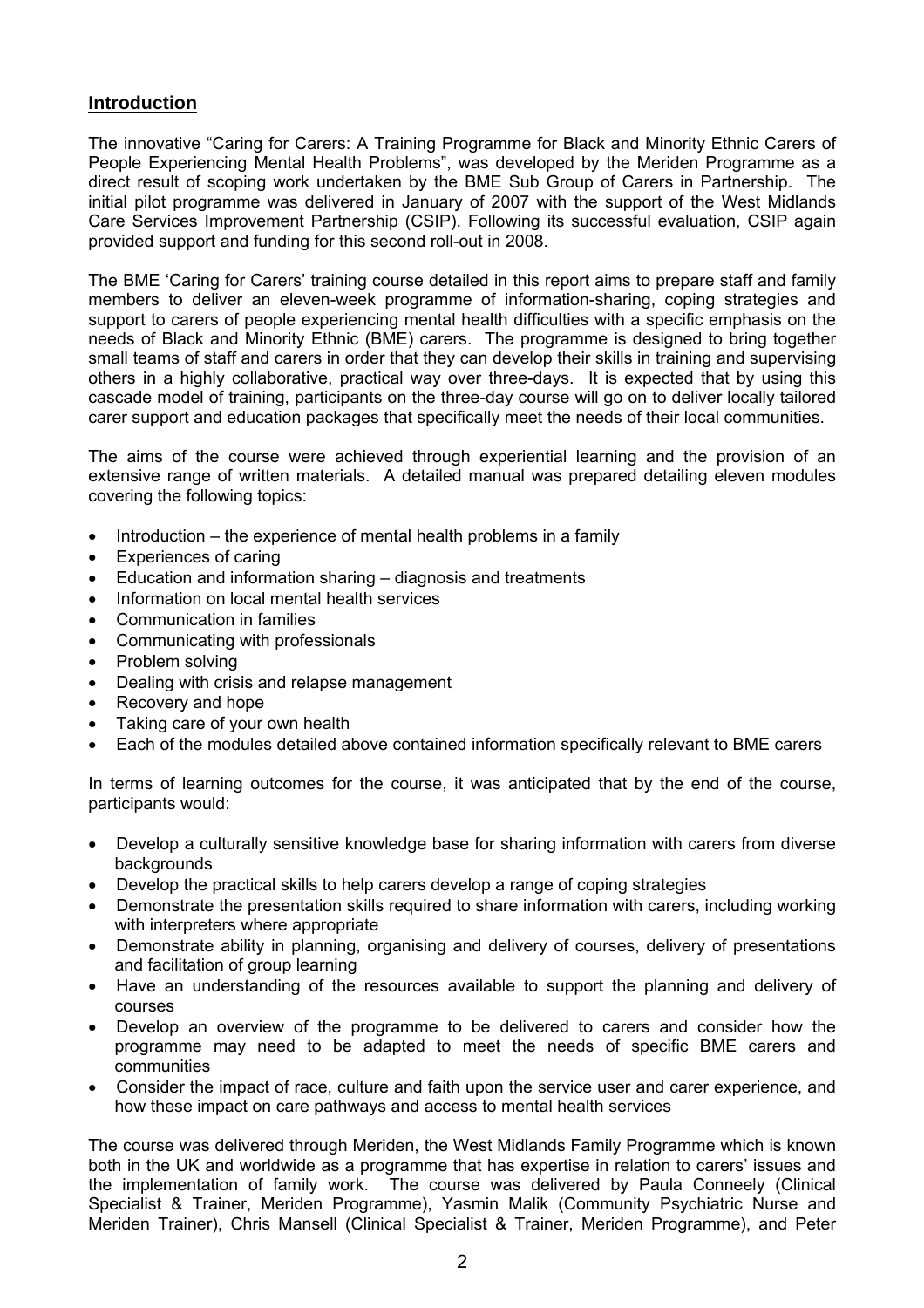## Introduction

The innovative "Caring for Carers: A Training Programme for Black and Minority Ethnic Carers of People Experiencing Mental Health Problems", was developed by the Meriden Programme as a direct result of scoping work undertaken by the BME Sub Group of Carers in Partnership. The initial pilot programme was delivered in January of 2007 with the support of the West Midlands Care Services Improvement Partnership (CSIP). Following its successful evaluation, CSIP again provided support and funding for this second roll-out in 2008.

The BME 'Caring for Carers' training course detailed in this report aims to prepare staff and family members to deliver an eleven-week programme of information-sharing, coping strategies and support to carers of people experiencing mental health difficulties with a specific emphasis on the needs of Black and Minority Ethnic (BME) carers. The programme is designed to bring together small teams of staff and carers in order that they can develop their skills in training and supervising others in a highly collaborative, practical way over three-days. It is expected that by using this cascade model of training, participants on the three-day course will go on to deliver locally tailored carer support and education packages that specifically meet the needs of their local communities.

The aims of the course were achieved through experiential learning and the provision of an extensive range of written materials. A detailed manual was prepared detailing eleven modules covering the following topics:

- Introduction – the experience of mental health problems in a family
- Experiences of caring
- Education and information sharing – diagnosis and treatments
- Information on local mental health services
- Communication in families
- Communicating with professionals
- Problem solving
- Dealing with crisis and relapse management
- Recovery and hope
- Taking care of your own health
- Each of the modules detailed above contained information specifically relevant to BME carers

In terms of learning outcomes for the course, it was anticipated that by the end of the course, participants would:

- Develop a culturally sensitive knowledge base for sharing information with carers from diverse backgrounds
- Develop the practical skills to help carers develop a range of coping strategies
- Demonstrate the presentation skills required to share information with carers, including working with interpreters where appropriate
- Demonstrate ability in planning, organising and delivery of courses, delivery of presentations and facilitation of group learning
- Have an understanding of the resources available to support the planning and delivery of courses
- Develop an overview of the programme to be delivered to carers and consider how the programme may need to be adapted to meet the needs of specific BME carers and communities
- Consider the impact of race, culture and faith upon the service user and carer experience, and how these impact on care pathways and access to mental health services

The course was delivered through Meriden, the West Midlands Family Programme which is known both in the UK and worldwide as a programme that has expertise in relation to carers' issues and the implementation of family work. The course was delivered by Paula Conneely (Clinical Specialist & Trainer, Meriden Programme), Yasmin Malik (Community Psychiatric Nurse and Meriden Trainer), Chris Mansell (Clinical Specialist & Trainer, Meriden Programme), and Peter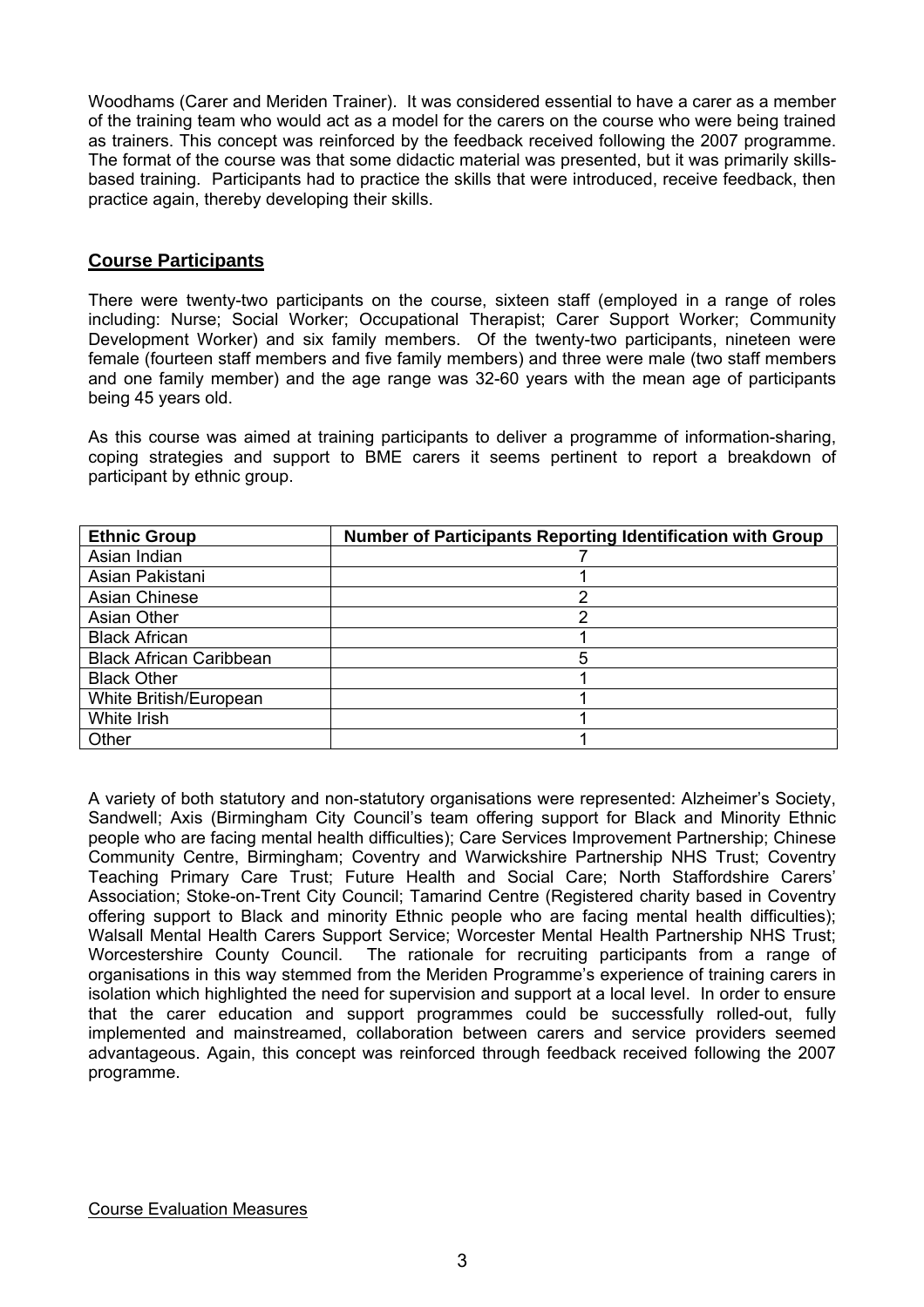Woodhams (Carer and Meriden Trainer). It was considered essential to have a carer as a member of the training team who would act as a model for the carers on the course who were being trained as trainers. This concept was reinforced by the feedback received following the 2007 programme. The format of the course was that some didactic material was presented, but it was primarily skills-based training. Participants had to practice the skills that were introduced, receive feedback, then practice again, thereby developing their skills.

## Course Participants

There were twenty-two participants on the course, sixteen staff (employed in a range of roles including: Nurse; Social Worker; Occupational Therapist; Carer Support Worker; Community Development Worker) and six family members. Of the twenty-two participants, nineteen were female (fourteen staff members and five family members) and three were male (two staff members and one family member) and the age range was 32-60 years with the mean age of participants being 45 years old.

As this course was aimed at training participants to deliver a programme of information-sharing, coping strategies and support to BME carers it seems pertinent to report a breakdown of participant by ethnic group.

| Ethnic Group | Number of Participants Reporting Identification with Group |
|---|---|
| Asian Indian | 7 |
| Asian Pakistani | 1 |
| Asian Chinese | 2 |
| Asian Other | 2 |
| Black African | 1 |
| Black African Caribbean | 5 |
| Black Other | 1 |
| White British/European | 1 |
| White Irish | 1 |
| Other | 1 |

A variety of both statutory and non-statutory organisations were represented: Alzheimer's Society, Sandwell; Axis (Birmingham City Council's team offering support for Black and Minority Ethnic people who are facing mental health difficulties); Care Services Improvement Partnership; Chinese Community Centre, Birmingham; Coventry and Warwickshire Partnership NHS Trust; Coventry Teaching Primary Care Trust; Future Health and Social Care; North Staffordshire Carers' Association; Stoke-on-Trent City Council; Tamarind Centre (Registered charity based in Coventry offering support to Black and minority Ethnic people who are facing mental health difficulties); Walsall Mental Health Carers Support Service; Worcester Mental Health Partnership NHS Trust; Worcestershire County Council. The rationale for recruiting participants from a range of organisations in this way stemmed from the Meriden Programme's experience of training carers in isolation which highlighted the need for supervision and support at a local level. In order to ensure that the carer education and support programmes could be successfully rolled-out, fully implemented and mainstreamed, collaboration between carers and service providers seemed advantageous. Again, this concept was reinforced through feedback received following the 2007 programme.

Course Evaluation Measures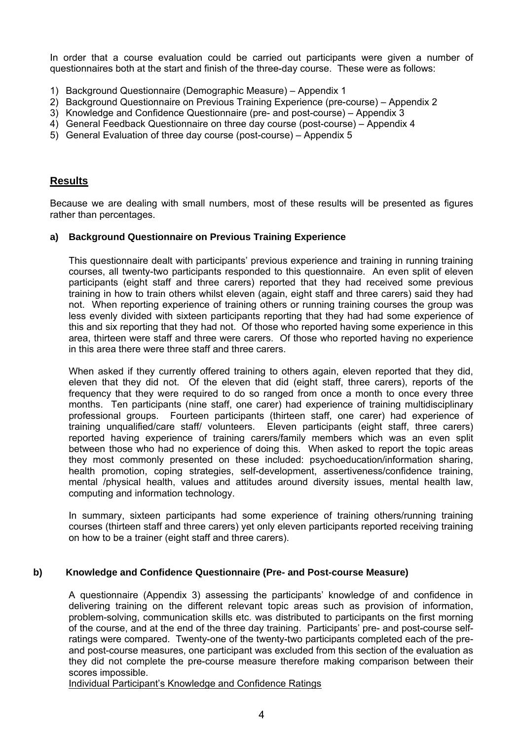In order that a course evaluation could be carried out participants were given a number of questionnaires both at the start and finish of the three-day course. These were as follows:

1) Background Questionnaire (Demographic Measure) – Appendix 1
2) Background Questionnaire on Previous Training Experience (pre-course) – Appendix 2
3) Knowledge and Confidence Questionnaire (pre- and post-course) – Appendix 3
4) General Feedback Questionnaire on three day course (post-course) – Appendix 4
5) General Evaluation of three day course (post-course) – Appendix 5

## Results

Because we are dealing with small numbers, most of these results will be presented as figures rather than percentages.

### a) Background Questionnaire on Previous Training Experience

This questionnaire dealt with participants' previous experience and training in running training courses, all twenty-two participants responded to this questionnaire. An even split of eleven participants (eight staff and three carers) reported that they had received some previous training in how to train others whilst eleven (again, eight staff and three carers) said they had not. When reporting experience of training others or running training courses the group was less evenly divided with sixteen participants reporting that they had had some experience of this and six reporting that they had not. Of those who reported having some experience in this area, thirteen were staff and three were carers. Of those who reported having no experience in this area there were three staff and three carers.

When asked if they currently offered training to others again, eleven reported that they did, eleven that they did not. Of the eleven that did (eight staff, three carers), reports of the frequency that they were required to do so ranged from once a month to once every three months. Ten participants (nine staff, one carer) had experience of training multidisciplinary professional groups. Fourteen participants (thirteen staff, one carer) had experience of training unqualified/care staff/ volunteers. Eleven participants (eight staff, three carers) reported having experience of training carers/family members which was an even split between those who had no experience of doing this. When asked to report the topic areas they most commonly presented on these included: psychoeducation/information sharing, health promotion, coping strategies, self-development, assertiveness/confidence training, mental /physical health, values and attitudes around diversity issues, mental health law, computing and information technology.

In summary, sixteen participants had some experience of training others/running training courses (thirteen staff and three carers) yet only eleven participants reported receiving training on how to be a trainer (eight staff and three carers).

### b) Knowledge and Confidence Questionnaire (Pre- and Post-course Measure)

A questionnaire (Appendix 3) assessing the participants' knowledge of and confidence in delivering training on the different relevant topic areas such as provision of information, problem-solving, communication skills etc. was distributed to participants on the first morning of the course, and at the end of the three day training. Participants' pre- and post-course self-ratings were compared. Twenty-one of the twenty-two participants completed each of the pre- and post-course measures, one participant was excluded from this section of the evaluation as they did not complete the pre-course measure therefore making comparison between their scores impossible.

<u>Individual Participant's Knowledge and Confidence Ratings</u>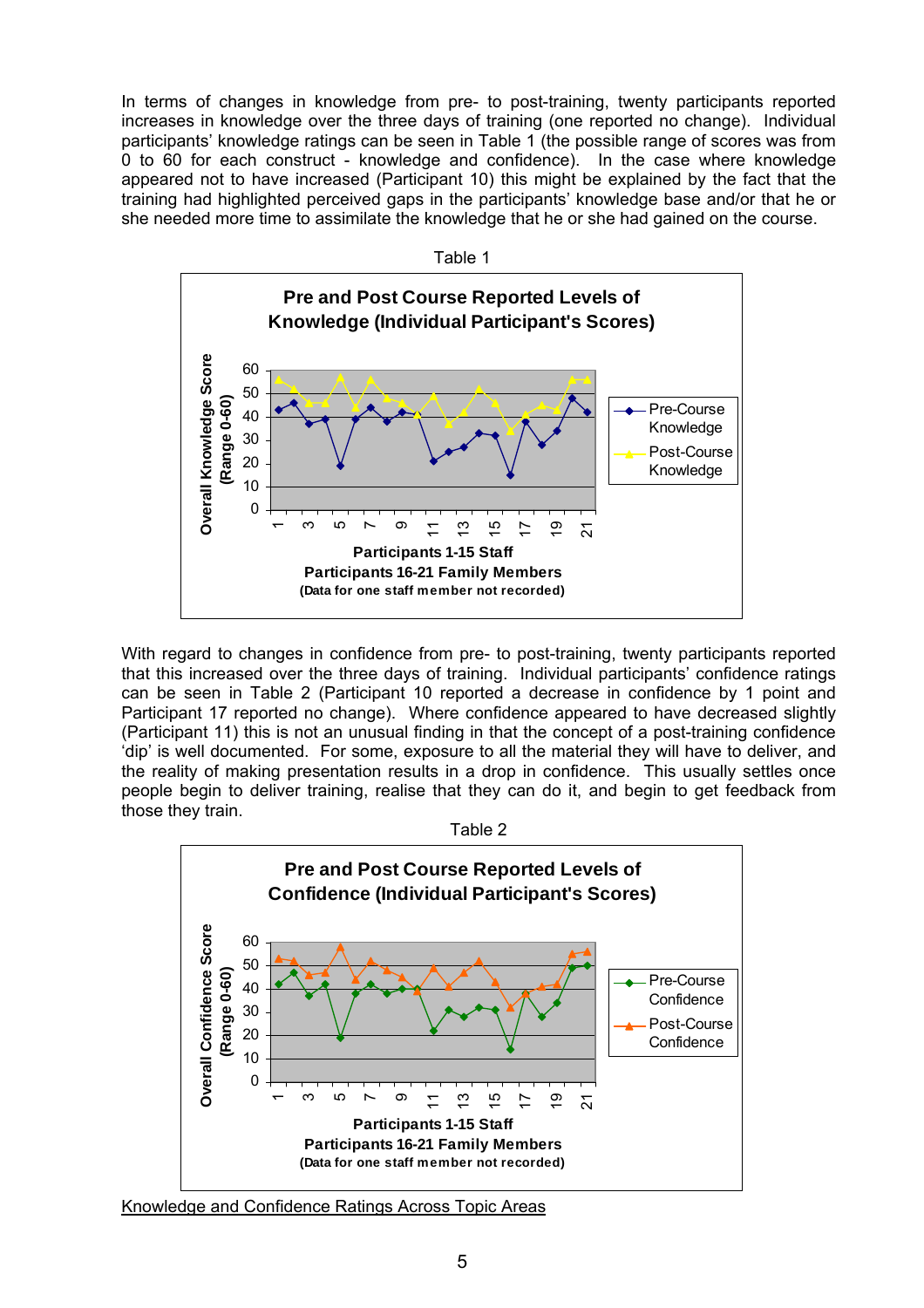In terms of changes in knowledge from pre- to post-training, twenty participants reported increases in knowledge over the three days of training (one reported no change). Individual participants' knowledge ratings can be seen in Table 1 (the possible range of scores was from 0 to 60 for each construct - knowledge and confidence). In the case where knowledge appeared not to have increased (Participant 10) this might be explained by the fact that the training had highlighted perceived gaps in the participants' knowledge base and/or that he or she needed more time to assimilate the knowledge that he or she had gained on the course.

Table 1

**Pre and Post Course Reported Levels of Knowledge (Individual Participant's Scores)**

Overall Knowledge Score (Range 0-60)

Pre-Course Knowledge; Post-Course Knowledge

**Participants 1-15 Staff**
**Participants 16-21 Family Members**
**(Data for one staff member not recorded)**

With regard to changes in confidence from pre- to post-training, twenty participants reported that this increased over the three days of training. Individual participants' confidence ratings can be seen in Table 2 (Participant 10 reported a decrease in confidence by 1 point and Participant 17 reported no change). Where confidence appeared to have decreased slightly (Participant 11) this is not an unusual finding in that the concept of a post-training confidence 'dip' is well documented. For some, exposure to all the material they will have to deliver, and the reality of making presentation results in a drop in confidence. This usually settles once people begin to deliver training, realise that they can do it, and begin to get feedback from those they train.

Table 2

**Pre and Post Course Reported Levels of Confidence (Individual Participant's Scores)**

Overall Confidence Score (Range 0-60)

Pre-Course Confidence; Post-Course Confidence

**Participants 1-15 Staff**
**Participants 16-21 Family Members**
**(Data for one staff member not recorded)**

Knowledge and Confidence Ratings Across Topic Areas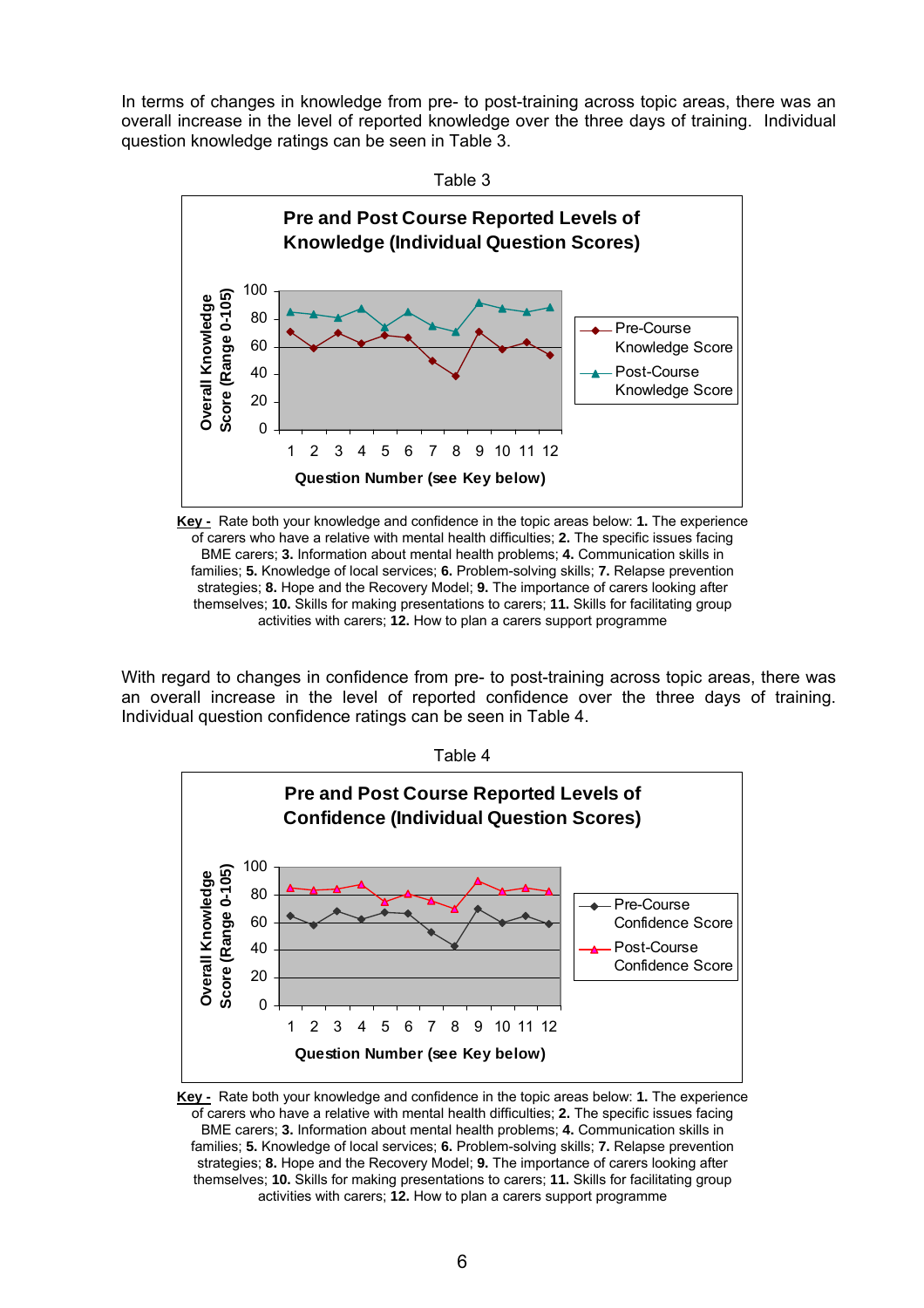In terms of changes in knowledge from pre- to post-training across topic areas, there was an overall increase in the level of reported knowledge over the three days of training. Individual question knowledge ratings can be seen in Table 3.

Table 3

**Pre and Post Course Reported Levels of Knowledge (Individual Question Scores)**

Overall Knowledge Score (Range 0-105)

100
80
60
40
20
0

1 2 3 4 5 6 7 8 9 10 11 12

**Question Number (see Key below)**

Pre-Course Knowledge Score

Post-Course Knowledge Score

**Key -** Rate both your knowledge and confidence in the topic areas below: **1.** The experience of carers who have a relative with mental health difficulties; **2.** The specific issues facing BME carers; **3.** Information about mental health problems; **4.** Communication skills in families; **5.** Knowledge of local services; **6.** Problem-solving skills; **7.** Relapse prevention strategies; **8.** Hope and the Recovery Model; **9.** The importance of carers looking after themselves; **10.** Skills for making presentations to carers; **11.** Skills for facilitating group activities with carers; **12.** How to plan a carers support programme

With regard to changes in confidence from pre- to post-training across topic areas, there was an overall increase in the level of reported confidence over the three days of training. Individual question confidence ratings can be seen in Table 4.

Table 4

**Pre and Post Course Reported Levels of Confidence (Individual Question Scores)**

Overall Knowledge Score (Range 0-105)

100
80
60
40
20
0

1 2 3 4 5 6 7 8 9 10 11 12

**Question Number (see Key below)**

Pre-Course Confidence Score

Post-Course Confidence Score

**Key -** Rate both your knowledge and confidence in the topic areas below: **1.** The experience of carers who have a relative with mental health difficulties; **2.** The specific issues facing BME carers; **3.** Information about mental health problems; **4.** Communication skills in families; **5.** Knowledge of local services; **6.** Problem-solving skills; **7.** Relapse prevention strategies; **8.** Hope and the Recovery Model; **9.** The importance of carers looking after themselves; **10.** Skills for making presentations to carers; **11.** Skills for facilitating group activities with carers; **12.** How to plan a carers support programme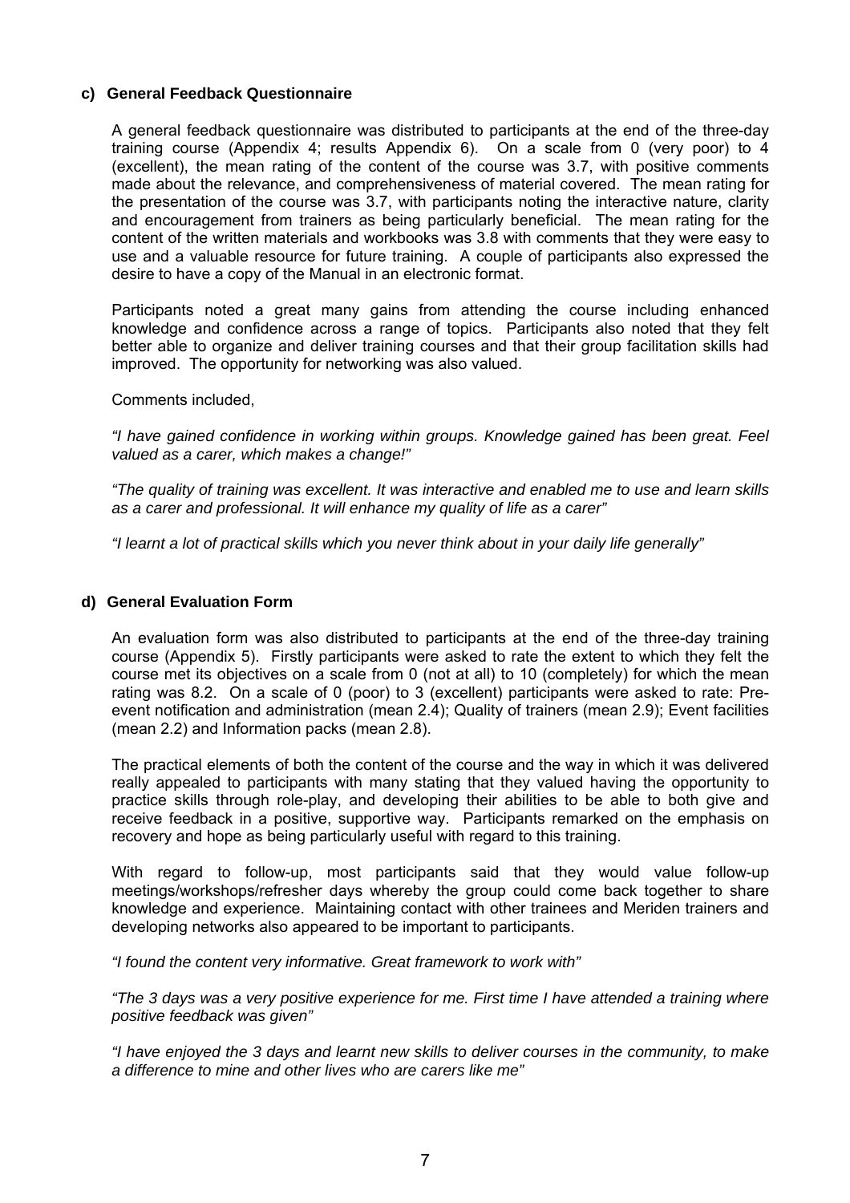### c) General Feedback Questionnaire

A general feedback questionnaire was distributed to participants at the end of the three-day training course (Appendix 4; results Appendix 6). On a scale from 0 (very poor) to 4 (excellent), the mean rating of the content of the course was 3.7, with positive comments made about the relevance, and comprehensiveness of material covered. The mean rating for the presentation of the course was 3.7, with participants noting the interactive nature, clarity and encouragement from trainers as being particularly beneficial. The mean rating for the content of the written materials and workbooks was 3.8 with comments that they were easy to use and a valuable resource for future training. A couple of participants also expressed the desire to have a copy of the Manual in an electronic format.

Participants noted a great many gains from attending the course including enhanced knowledge and confidence across a range of topics. Participants also noted that they felt better able to organize and deliver training courses and that their group facilitation skills had improved. The opportunity for networking was also valued.

Comments included,

*"I have gained confidence in working within groups. Knowledge gained has been great. Feel valued as a carer, which makes a change!"*

*"The quality of training was excellent. It was interactive and enabled me to use and learn skills as a carer and professional. It will enhance my quality of life as a carer"*

*"I learnt a lot of practical skills which you never think about in your daily life generally"*

### d) General Evaluation Form

An evaluation form was also distributed to participants at the end of the three-day training course (Appendix 5). Firstly participants were asked to rate the extent to which they felt the course met its objectives on a scale from 0 (not at all) to 10 (completely) for which the mean rating was 8.2. On a scale of 0 (poor) to 3 (excellent) participants were asked to rate: Pre-event notification and administration (mean 2.4); Quality of trainers (mean 2.9); Event facilities (mean 2.2) and Information packs (mean 2.8).

The practical elements of both the content of the course and the way in which it was delivered really appealed to participants with many stating that they valued having the opportunity to practice skills through role-play, and developing their abilities to be able to both give and receive feedback in a positive, supportive way. Participants remarked on the emphasis on recovery and hope as being particularly useful with regard to this training.

With regard to follow-up, most participants said that they would value follow-up meetings/workshops/refresher days whereby the group could come back together to share knowledge and experience. Maintaining contact with other trainees and Meriden trainers and developing networks also appeared to be important to participants.

*"I found the content very informative. Great framework to work with"*

*"The 3 days was a very positive experience for me. First time I have attended a training where positive feedback was given"*

*"I have enjoyed the 3 days and learnt new skills to deliver courses in the community, to make a difference to mine and other lives who are carers like me"*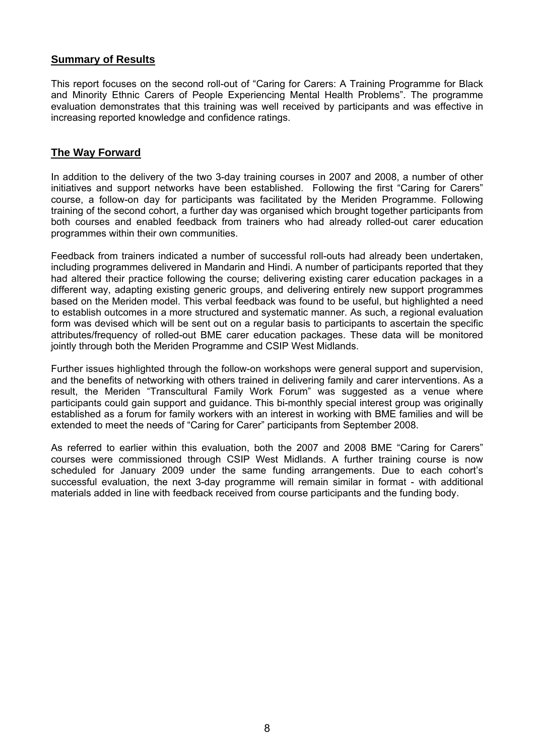## Summary of Results

This report focuses on the second roll-out of "Caring for Carers: A Training Programme for Black and Minority Ethnic Carers of People Experiencing Mental Health Problems". The programme evaluation demonstrates that this training was well received by participants and was effective in increasing reported knowledge and confidence ratings.

## The Way Forward

In addition to the delivery of the two 3-day training courses in 2007 and 2008, a number of other initiatives and support networks have been established. Following the first "Caring for Carers" course, a follow-on day for participants was facilitated by the Meriden Programme. Following training of the second cohort, a further day was organised which brought together participants from both courses and enabled feedback from trainers who had already rolled-out carer education programmes within their own communities.

Feedback from trainers indicated a number of successful roll-outs had already been undertaken, including programmes delivered in Mandarin and Hindi. A number of participants reported that they had altered their practice following the course; delivering existing carer education packages in a different way, adapting existing generic groups, and delivering entirely new support programmes based on the Meriden model. This verbal feedback was found to be useful, but highlighted a need to establish outcomes in a more structured and systematic manner. As such, a regional evaluation form was devised which will be sent out on a regular basis to participants to ascertain the specific attributes/frequency of rolled-out BME carer education packages. These data will be monitored jointly through both the Meriden Programme and CSIP West Midlands.

Further issues highlighted through the follow-on workshops were general support and supervision, and the benefits of networking with others trained in delivering family and carer interventions. As a result, the Meriden "Transcultural Family Work Forum" was suggested as a venue where participants could gain support and guidance. This bi-monthly special interest group was originally established as a forum for family workers with an interest in working with BME families and will be extended to meet the needs of "Caring for Carer" participants from September 2008.

As referred to earlier within this evaluation, both the 2007 and 2008 BME "Caring for Carers" courses were commissioned through CSIP West Midlands. A further training course is now scheduled for January 2009 under the same funding arrangements. Due to each cohort's successful evaluation, the next 3-day programme will remain similar in format - with additional materials added in line with feedback received from course participants and the funding body.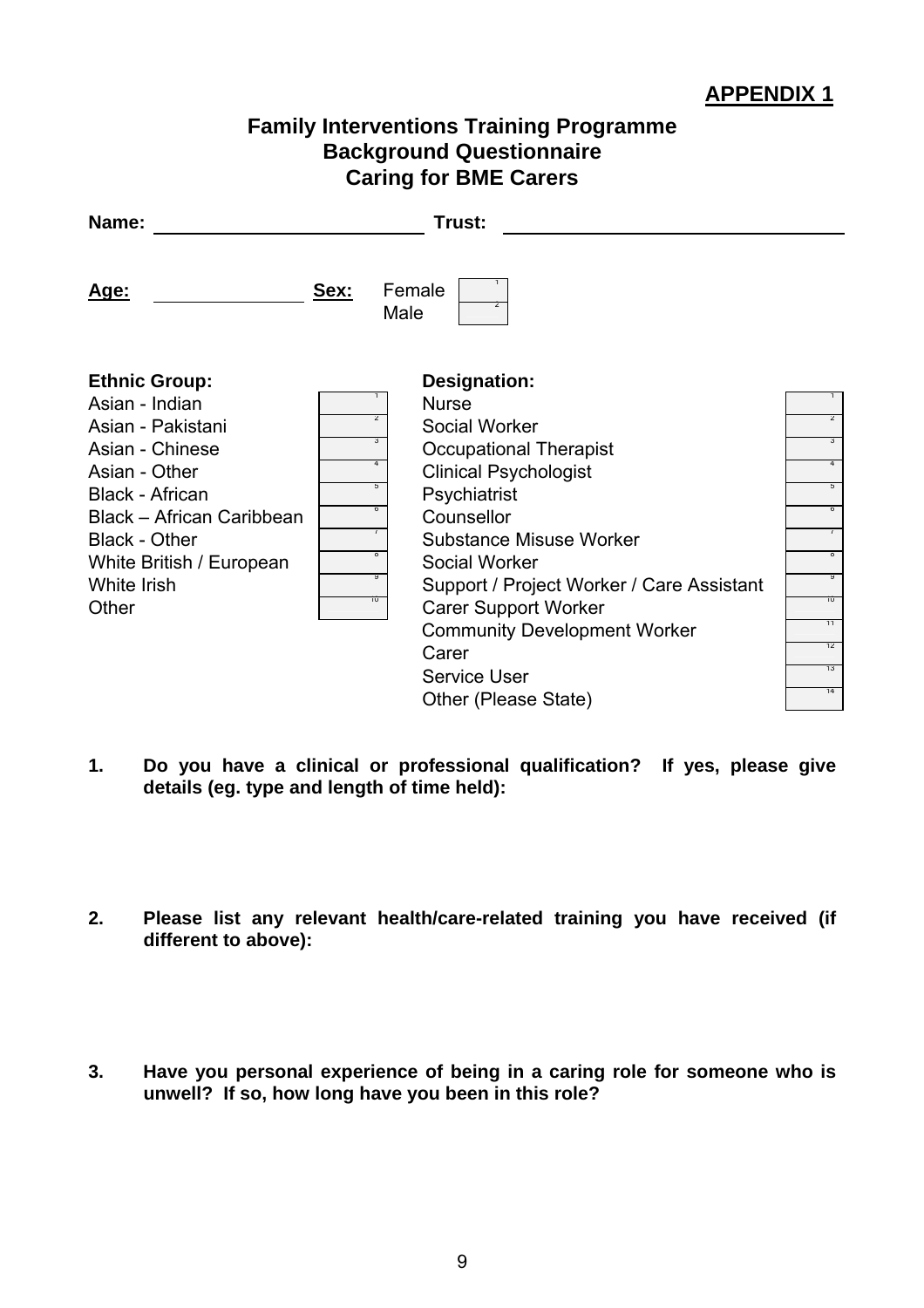**APPENDIX 1**

## Family Interventions Training Programme
## Background Questionnaire
## Caring for BME Carers

**Name:** ____________________ **Trust:** ____________________

**Age:** ____________ **Sex:** Female [1] Male [2]

| Ethnic Group: | |
|---|---|
| Asian - Indian | 1 |
| Asian - Pakistani | 2 |
| Asian - Chinese | 3 |
| Asian - Other | 4 |
| Black - African | 5 |
| Black – African Caribbean | 6 |
| Black - Other | 7 |
| White British / European | 8 |
| White Irish | 9 |
| Other | 10 |

| Designation: | |
|---|---|
| Nurse | 1 |
| Social Worker | 2 |
| Occupational Therapist | 3 |
| Clinical Psychologist | 4 |
| Psychiatrist | 5 |
| Counsellor | 6 |
| Substance Misuse Worker | 7 |
| Social Worker | 8 |
| Support / Project Worker / Care Assistant | 9 |
| Carer Support Worker | 10 |
| Community Development Worker | 11 |
| Carer | 12 |
| Service User | 13 |
| Other (Please State) | 14 |

**1. Do you have a clinical or professional qualification? If yes, please give details (eg. type and length of time held):**

**2. Please list any relevant health/care-related training you have received (if different to above):**

**3. Have you personal experience of being in a caring role for someone who is unwell? If so, how long have you been in this role?**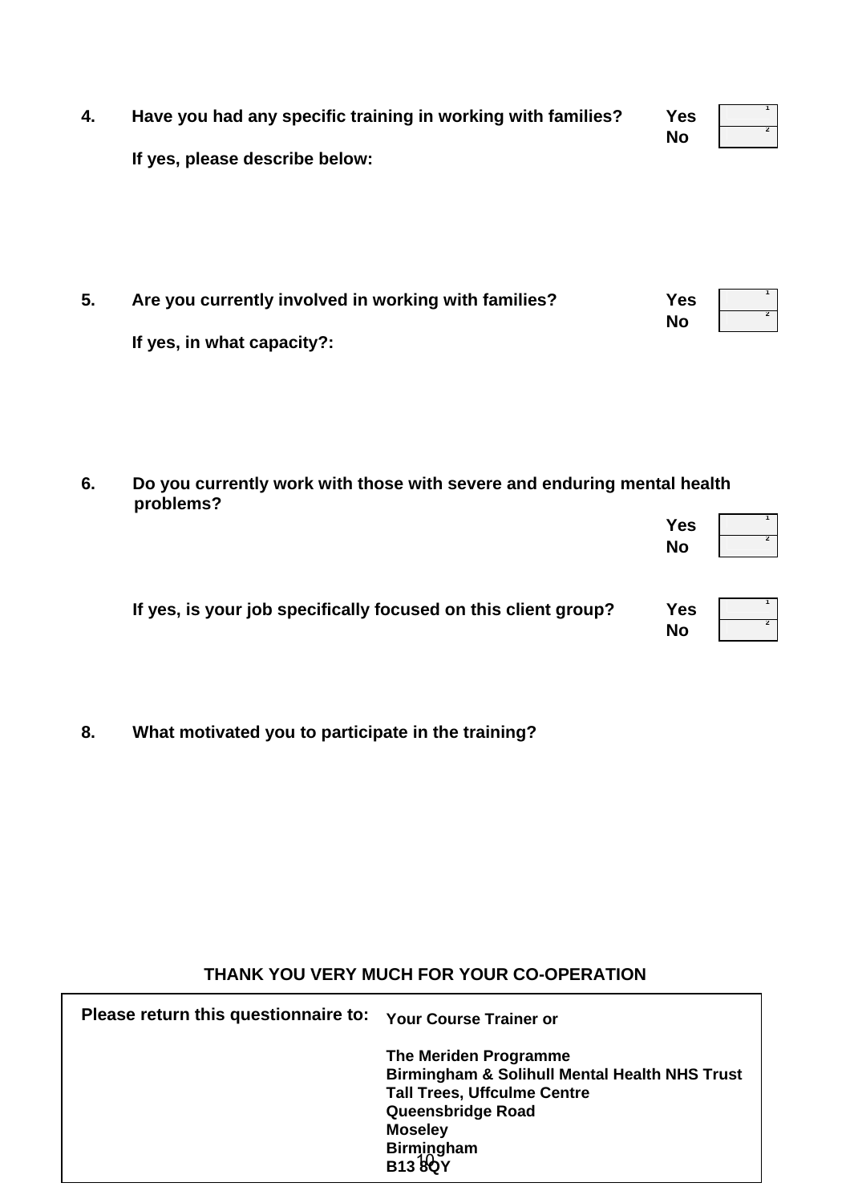**4. Have you had any specific training in working with families?**

| | | |
|---|---|---|
| **Yes** | | 1 |
| **No** | | 2 |

**If yes, please describe below:**

**5. Are you currently involved in working with families?**

| | | |
|---|---|---|
| **Yes** | | 1 |
| **No** | | 2 |

**If yes, in what capacity?:**

**6. Do you currently work with those with severe and enduring mental health problems?**

| | | |
|---|---|---|
| **Yes** | | 1 |
| **No** | | 2 |

**If yes, is your job specifically focused on this client group?**

| | | |
|---|---|---|
| **Yes** | | 1 |
| **No** | | 2 |

**8. What motivated you to participate in the training?**

**THANK YOU VERY MUCH FOR YOUR CO-OPERATION**

| **Please return this questionnaire to:** | **Your Course Trainer or**<br><br>**The Meriden Programme**<br>**Birmingham & Solihull Mental Health NHS Trust**<br>**Tall Trees, Uffculme Centre**<br>**Queensbridge Road**<br>**Moseley**<br>**Birmingham**<br>**B13 8QY** |
|---|---|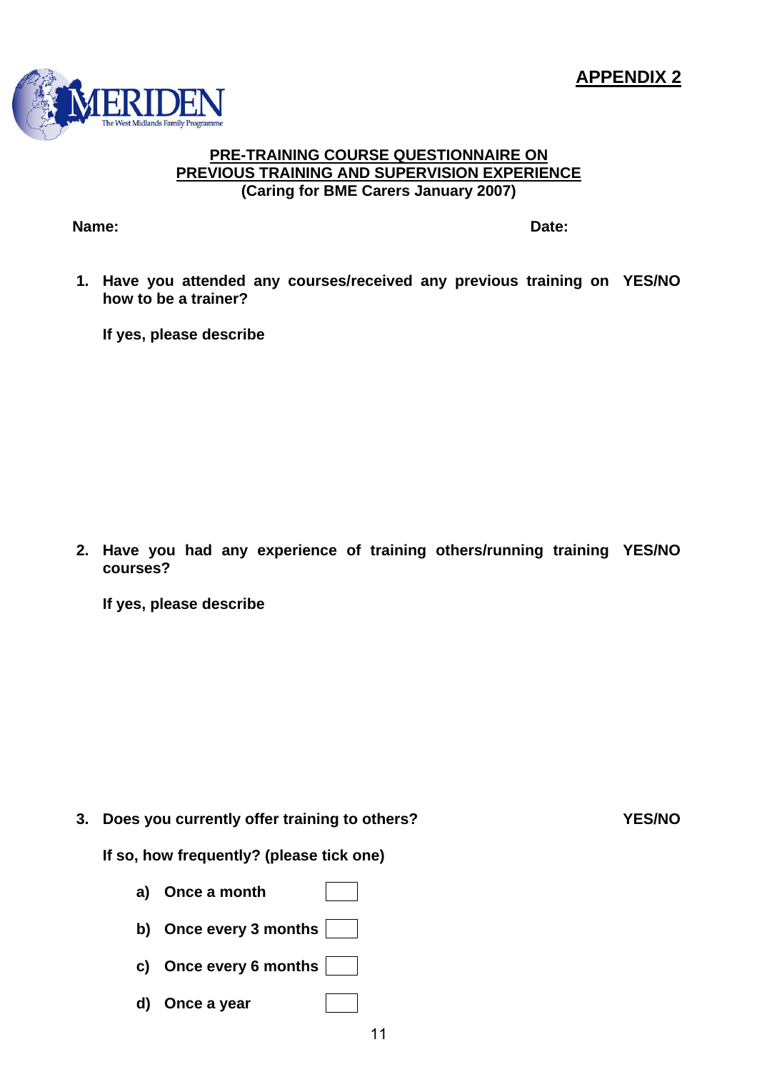**APPENDIX 2**

MERIDEN
The West Midlands Family Programme

## PRE-TRAINING COURSE QUESTIONNAIRE ON PREVIOUS TRAINING AND SUPERVISION EXPERIENCE

**(Caring for BME Carers January 2007)**

**Name:** **Date:**

1. **Have you attended any courses/received any previous training on how to be a trainer?** **YES/NO**

   **If yes, please describe**

2. **Have you had any experience of training others/running training courses?** **YES/NO**

   **If yes, please describe**

3. **Does you currently offer training to others?** **YES/NO**

   **If so, how frequently? (please tick one)**

   a) **Once a month** ☐

   b) **Once every 3 months** ☐

   c) **Once every 6 months** ☐

   d) **Once a year** ☐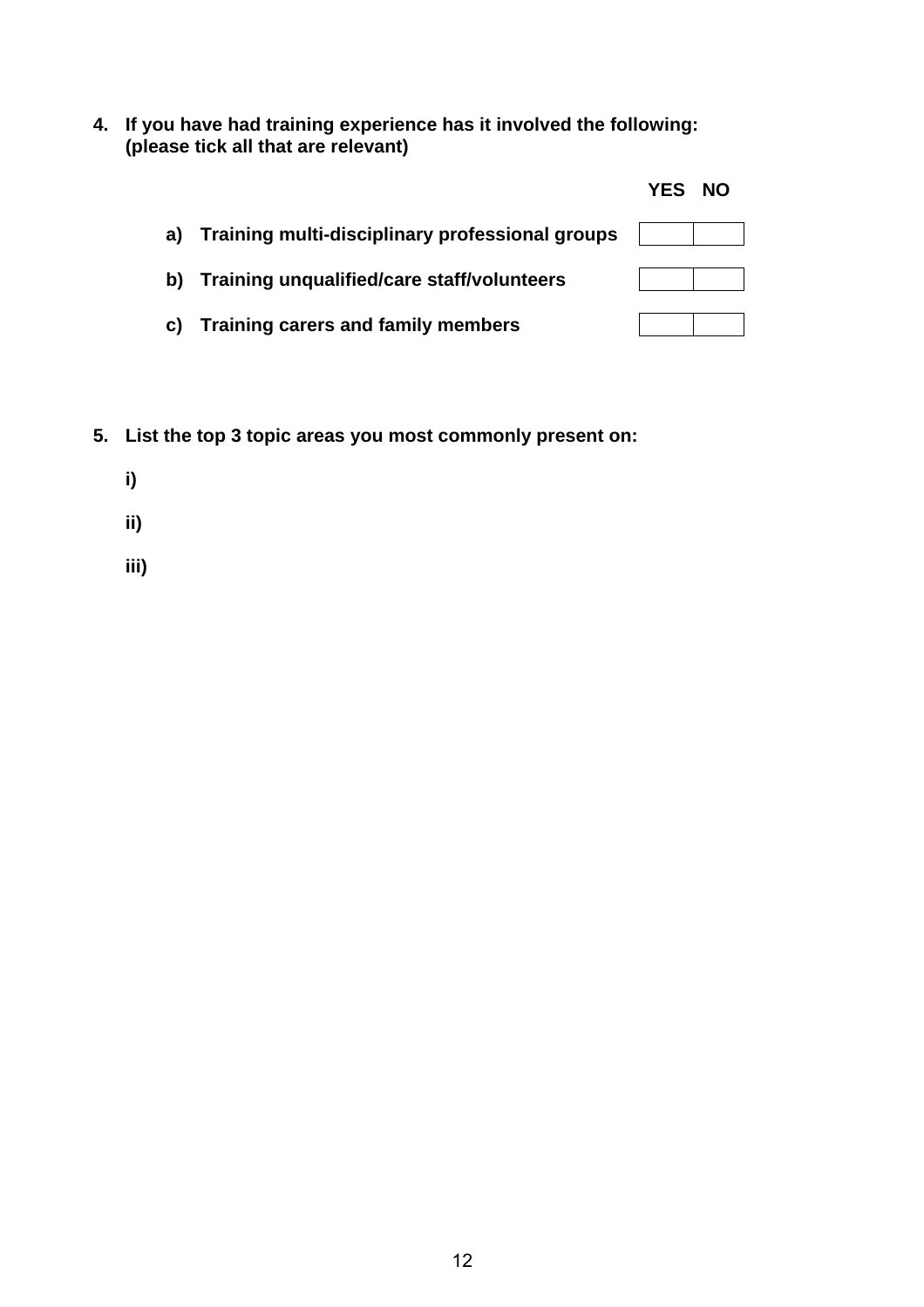**4. If you have had training experience has it involved the following: (please tick all that are relevant)**

| | YES | NO |
|---|---|---|
| **a) Training multi-disciplinary professional groups** | | |
| **b) Training unqualified/care staff/volunteers** | | |
| **c) Training carers and family members** | | |

**5. List the top 3 topic areas you most commonly present on:**

**i)**

**ii)**

**iii)**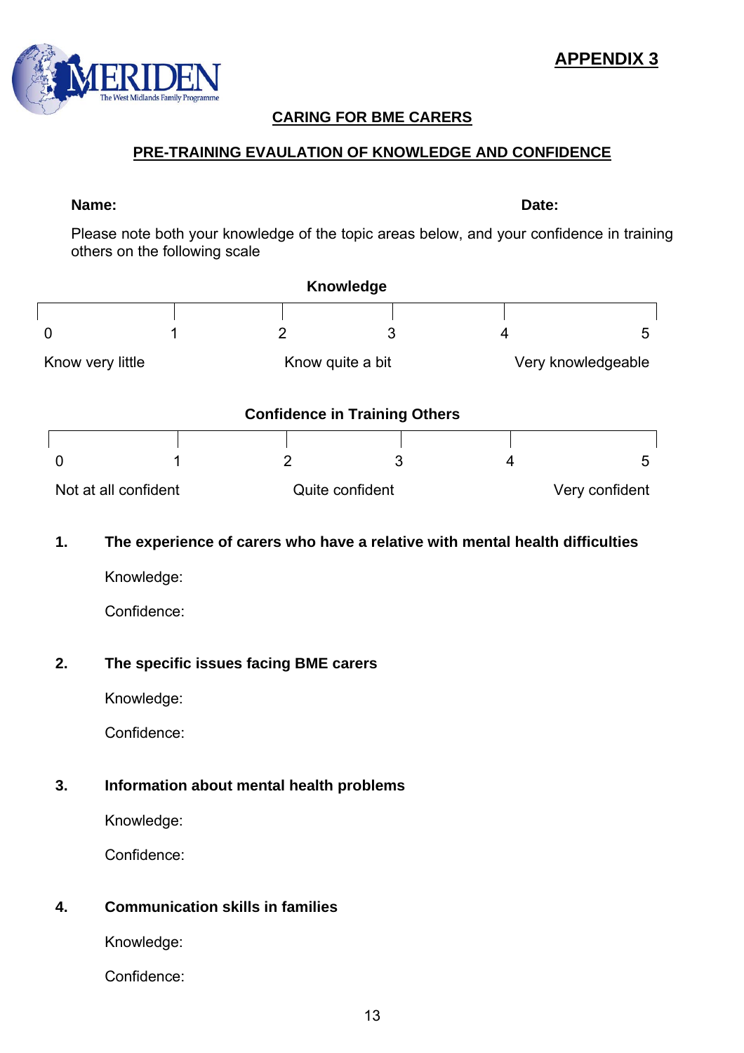MERIDEN
The West Midlands Family Programme

**APPENDIX 3**

## CARING FOR BME CARERS

### PRE-TRAINING EVALUATION OF KNOWLEDGE AND CONFIDENCE

**Name:** **Date:**

Please note both your knowledge of the topic areas below, and your confidence in training others on the following scale

**Knowledge**

| 0 | 1 | 2 | 3 | 4 | 5 |
|---|---|---|---|---|---|
| Know very little | | Know quite a bit | | Very knowledgeable | |

**Confidence in Training Others**

| 0 | 1 | 2 | 3 | 4 | 5 |
|---|---|---|---|---|---|
| Not at all confident | | Quite confident | | Very confident | |

1. **The experience of carers who have a relative with mental health difficulties**

   Knowledge:

   Confidence:

2. **The specific issues facing BME carers**

   Knowledge:

   Confidence:

3. **Information about mental health problems**

   Knowledge:

   Confidence:

4. **Communication skills in families**

   Knowledge:

   Confidence: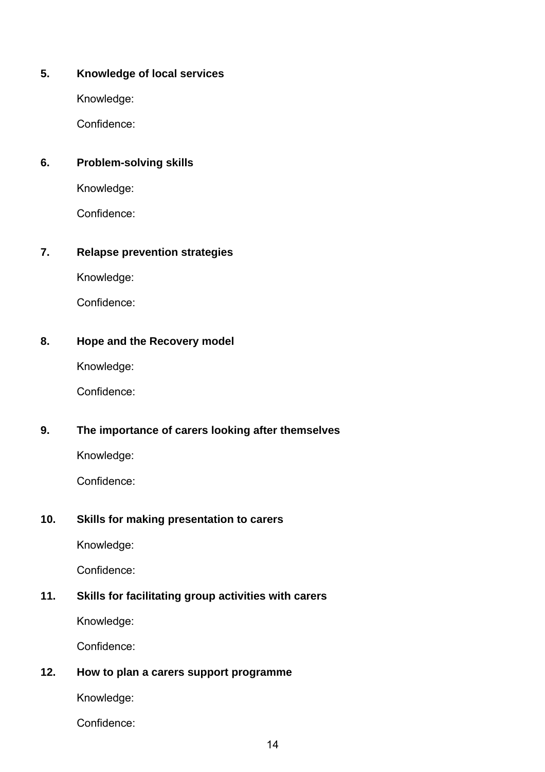5. **Knowledge of local services**

   Knowledge:

   Confidence:

6. **Problem-solving skills**

   Knowledge:

   Confidence:

7. **Relapse prevention strategies**

   Knowledge:

   Confidence:

8. **Hope and the Recovery model**

   Knowledge:

   Confidence:

9. **The importance of carers looking after themselves**

   Knowledge:

   Confidence:

10. **Skills for making presentation to carers**

    Knowledge:

    Confidence:

11. **Skills for facilitating group activities with carers**

    Knowledge:

    Confidence:

12. **How to plan a carers support programme**

    Knowledge:

    Confidence: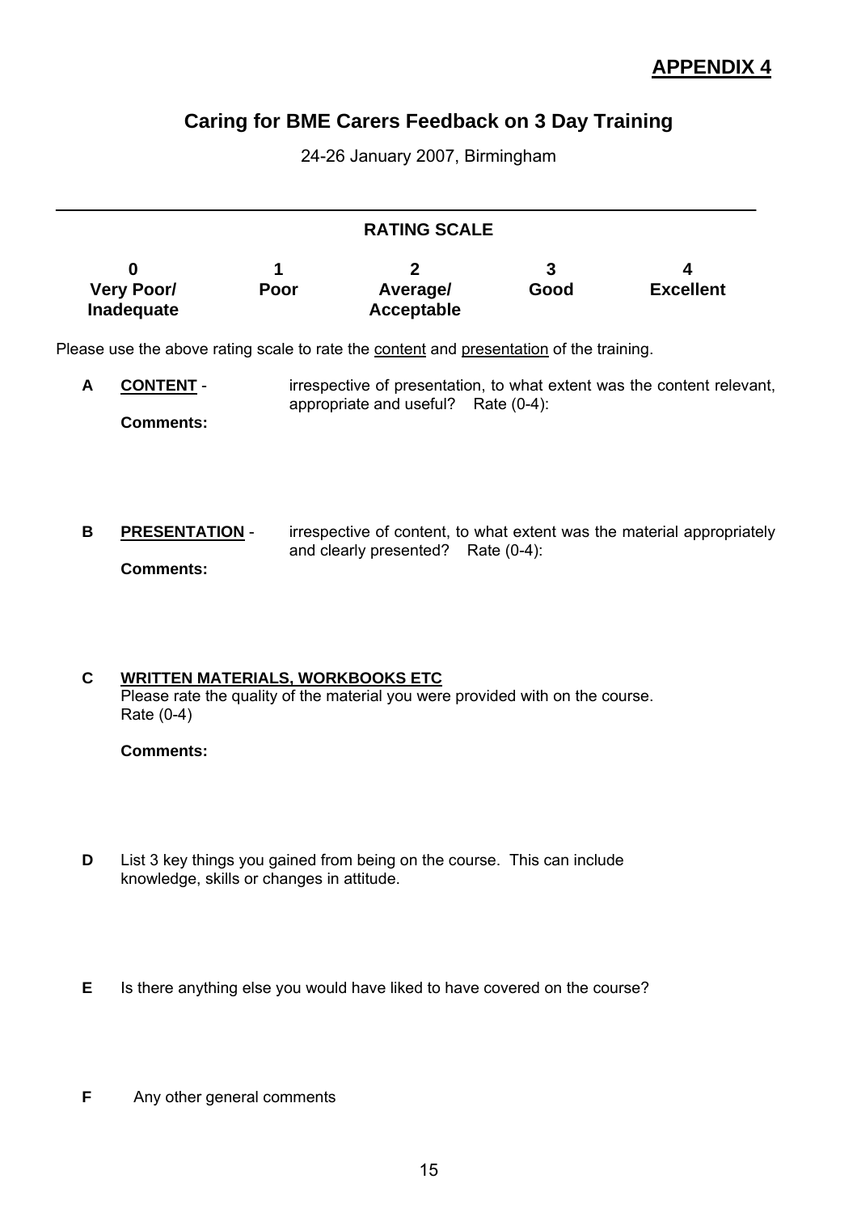**APPENDIX 4**

# Caring for BME Carers Feedback on 3 Day Training

24-26 January 2007, Birmingham

---

## RATING SCALE

| 0 | 1 | 2 | 3 | 4 |
|---|---|---|---|---|
| **Very Poor/ Inadequate** | **Poor** | **Average/ Acceptable** | **Good** | **Excellent** |

Please use the above rating scale to rate the content and presentation of the training.

**A** **CONTENT** - irrespective of presentation, to what extent was the content relevant, appropriate and useful? Rate (0-4):

**Comments:**

**B** **PRESENTATION** - irrespective of content, to what extent was the material appropriately and clearly presented? Rate (0-4):

**Comments:**

**C** **WRITTEN MATERIALS, WORKBOOKS ETC**
Please rate the quality of the material you were provided with on the course.
Rate (0-4)

**Comments:**

**D** List 3 key things you gained from being on the course. This can include knowledge, skills or changes in attitude.

**E** Is there anything else you would have liked to have covered on the course?

**F** Any other general comments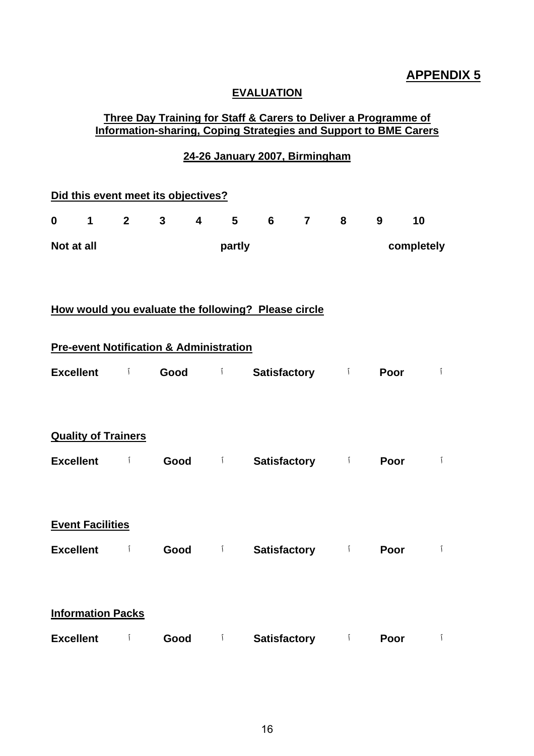**APPENDIX 5**

**EVALUATION**

**Three Day Training for Staff & Carers to Deliver a Programme of Information-sharing, Coping Strategies and Support to BME Carers**

**24-26 January 2007, Birmingham**

**Did this event meet its objectives?**

| 0 | 1 | 2 | 3 | 4 | 5 | 6 | 7 | 8 | 9 | 10 |
|---|---|---|---|---|---|---|---|---|---|---|
| Not at all | | | | | partly | | | | | completely |

**How would you evaluate the following? Please circle**

**Pre-event Notification & Administration**

**Excellent** ☐ **Good** ☐ **Satisfactory** ☐ **Poor** ☐

**Quality of Trainers**

**Excellent** ☐ **Good** ☐ **Satisfactory** ☐ **Poor** ☐

**Event Facilities**

**Excellent** ☐ **Good** ☐ **Satisfactory** ☐ **Poor** ☐

**Information Packs**

**Excellent** ☐ **Good** ☐ **Satisfactory** ☐ **Poor** ☐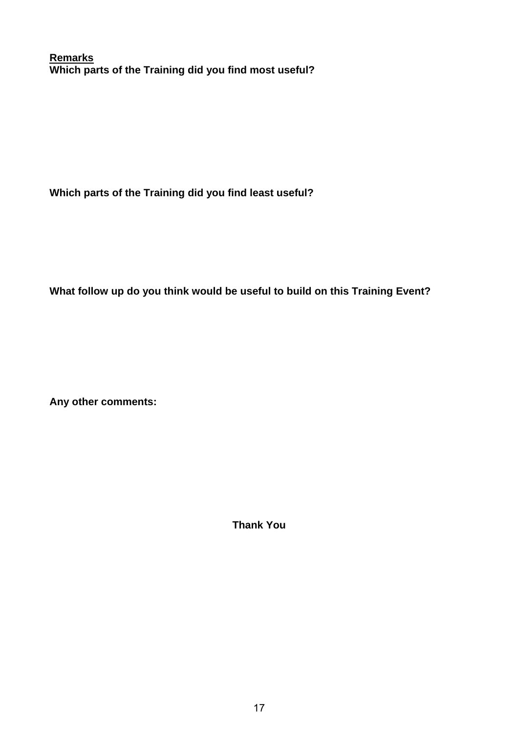<u>**Remarks**</u>

**Which parts of the Training did you find most useful?**

**Which parts of the Training did you find least useful?**

**What follow up do you think would be useful to build on this Training Event?**

**Any other comments:**

**Thank You**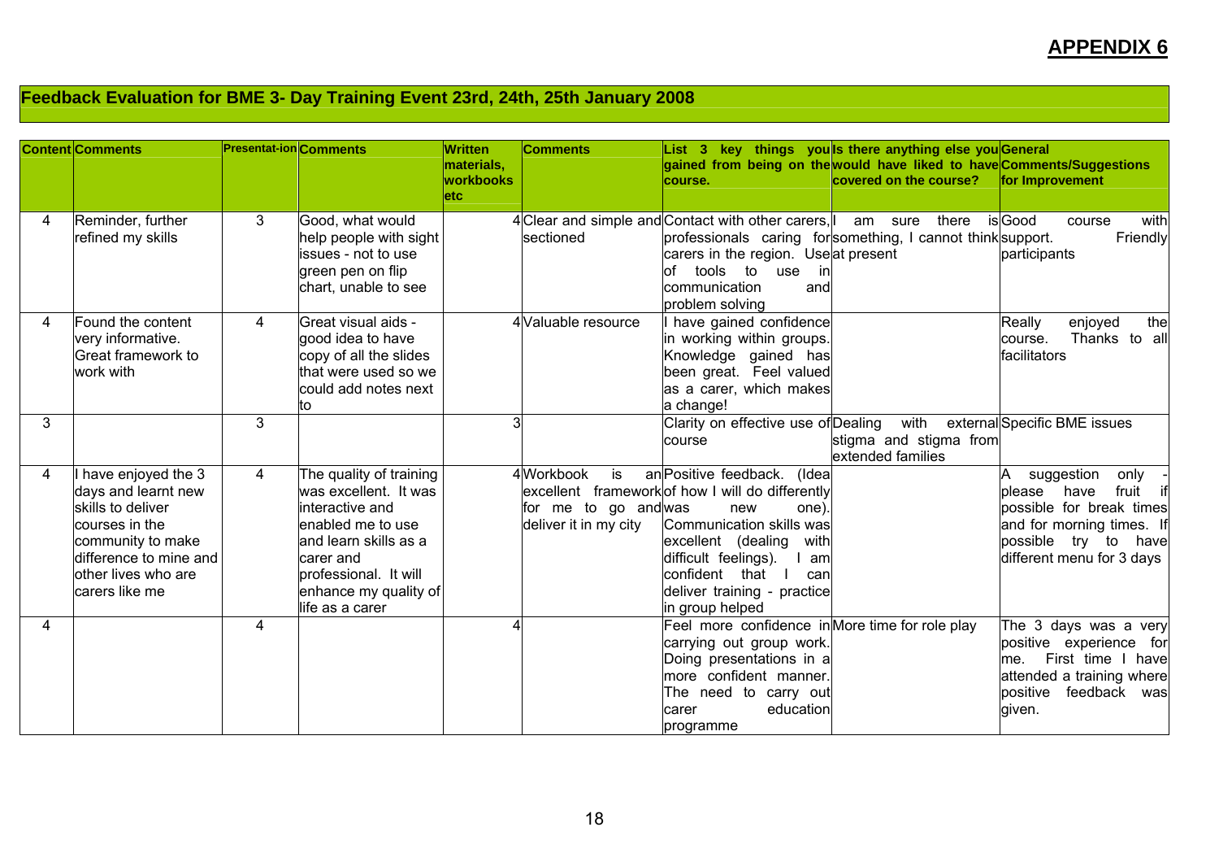## APPENDIX 6

## Feedback Evaluation for BME 3- Day Training Event 23rd, 24th, 25th January 2008

| Content | Comments | Presentat-ion | Comments | Written materials, workbooks etc | Comments | List 3 key things you gained from being on the course. | Is there anything else you would have liked to have covered on the course? | General Comments/Suggestions for Improvement |
|---|---|---|---|---|---|---|---|---|
| 4 | Reminder, further refined my skills | 3 | Good, what would help people with sight issues - not to use green pen on flip chart, unable to see | 4 | Clear and simple and sectioned | Contact with other carers, professionals caring for carers in the region. Use of tools to use in communication and problem solving | I am sure there is something, I cannot think at present | Good course with support. Friendly participants |
| 4 | Found the content very informative. Great framework to work with | 4 | Great visual aids - good idea to have copy of all the slides that were used so we could add notes next to | 4 | Valuable resource | I have gained confidence in working within groups. Knowledge gained has been great. Feel valued as a carer, which makes a change! | | Really enjoyed the course. Thanks to all facilitators |
| 3 | | 3 | | 3 | | Clarity on effective use of course | Dealing with external stigma and stigma from extended families | Specific BME issues |
| 4 | I have enjoyed the 3 days and learnt new skills to deliver courses in the community to make difference to mine and other lives who are carers like me | 4 | The quality of training was excellent. It was interactive and enabled me to use and learn skills as a carer and professional. It will enhance my quality of life as a carer | 4 | Workbook is an excellent framework for me to go and deliver it in my city | Positive feedback. (Idea of how I will do differently was new one). Communication skills was excellent (dealing with difficult feelings). I am confident that I can deliver training - practice in group helped | | A suggestion only - please have fruit if possible for break times and for morning times. If possible try to have different menu for 3 days |
| 4 | | 4 | | 4 | | Feel more confidence in carrying out group work. Doing presentations in a more confident manner. The need to carry out carer education programme | More time for role play | The 3 days was a very positive experience for me. First time I have attended a training where positive feedback was given. |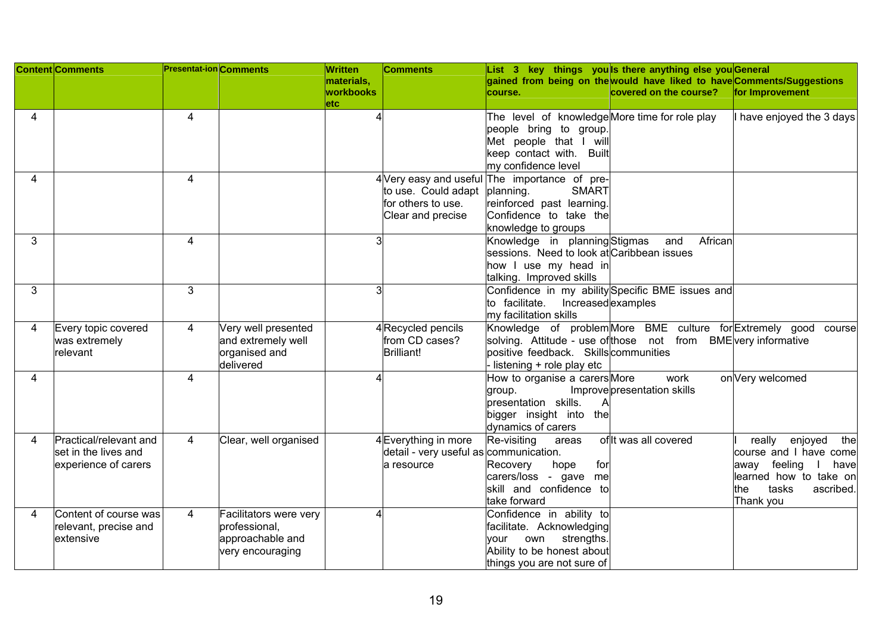| Content | Comments | Presentat-ion | Comments | Written materials, workbooks etc | Comments | List 3 key things you gained from being on the course. | Is there anything else you would have liked to have covered on the course? | General Comments/Suggestions for Improvement |
|---|---|---|---|---|---|---|---|---|
| 4 | | 4 | | 4 | | The level of knowledge people bring to group. Met people that I will keep contact with. Built my confidence level | More time for role play | I have enjoyed the 3 days |
| 4 | | 4 | | 4 | Very easy and useful to use. Could adapt for others to use. Clear and precise | The importance of pre-planning. SMART reinforced past learning. Confidence to take the knowledge to groups | | |
| 3 | | 4 | | 3 | | Knowledge in planning sessions. Need to look at how I use my head in talking. Improved skills | Stigmas and African Caribbean issues | |
| 3 | | 3 | | 3 | | Confidence in my ability to facilitate. Increased my facilitation skills | Specific BME issues and examples | |
| 4 | Every topic covered was extremely relevant | 4 | Very well presented and extremely well organised and delivered | 4 | Recycled pencils from CD cases? Brilliant! | Knowledge of problem solving. Attitude - use of positive feedback. Skills - listening + role play etc | More BME culture for those not from BME communities | Extremely good course very informative |
| 4 | | 4 | | 4 | | How to organise a carers group. Improve presentation skills. A bigger insight into the dynamics of carers | More work on presentation skills | Very welcomed |
| 4 | Practical/relevant and set in the lives and experience of carers | 4 | Clear, well organised | 4 | Everything in more detail - very useful as a resource | Re-visiting areas of communication. Recovery hope for carers/loss - gave me skill and confidence to take forward | It was all covered | I really enjoyed the course and I have come away feeling I have learned how to take on the tasks ascribed. Thank you |
| 4 | Content of course was relevant, precise and extensive | 4 | Facilitators were very professional, approachable and very encouraging | 4 | | Confidence in ability to facilitate. Acknowledging your own strengths. Ability to be honest about things you are not sure of | | |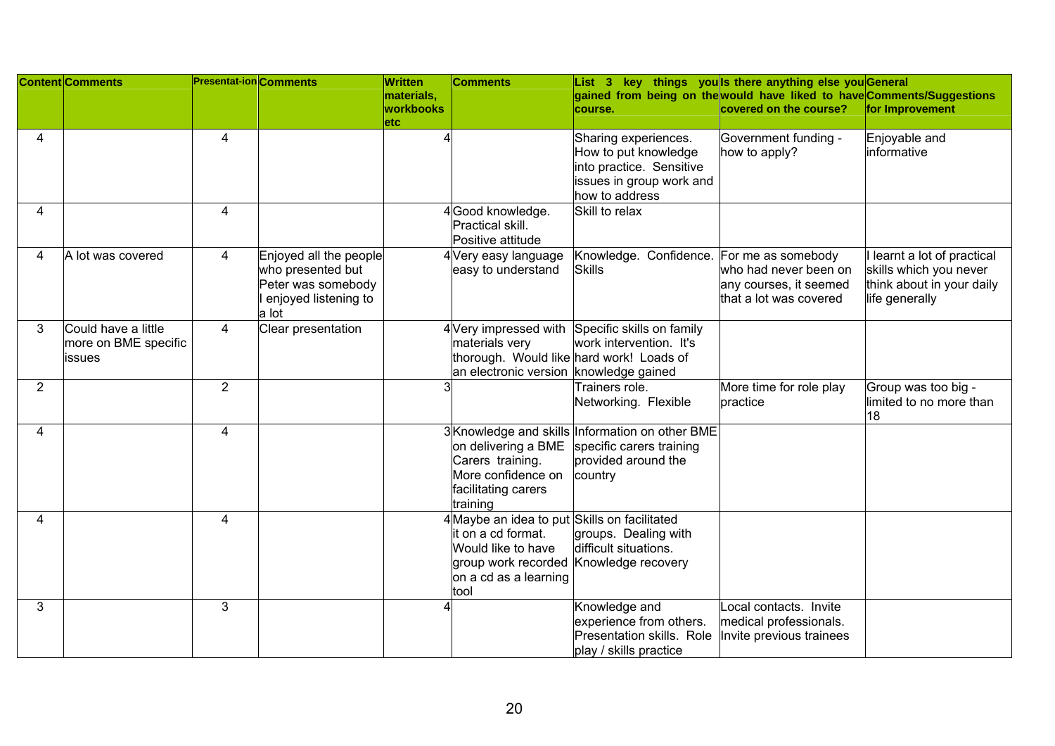| Content | Comments | Presentat-ion | Comments | Written materials, workbooks etc | Comments | List 3 key things you gained from being on the course. | Is there anything else you would have liked to have covered on the course? | General Comments/Suggestions for Improvement |
|---|---|---|---|---|---|---|---|---|
| 4 | | 4 | | 4 | | Sharing experiences. How to put knowledge into practice. Sensitive issues in group work and how to address | Government funding - how to apply? | Enjoyable and informative |
| 4 | | 4 | | 4 | Good knowledge. Practical skill. Positive attitude | Skill to relax | | |
| 4 | A lot was covered | 4 | Enjoyed all the people who presented but Peter was somebody I enjoyed listening to a lot | 4 | Very easy language easy to understand | Knowledge. Confidence. Skills | For me as somebody who had never been on any courses, it seemed that a lot was covered | I learnt a lot of practical skills which you never think about in your daily life generally |
| 3 | Could have a little more on BME specific issues | 4 | Clear presentation | 4 | Very impressed with materials very thorough. Would like an electronic version | Specific skills on family work intervention. It's hard work! Loads of knowledge gained | | |
| 2 | | 2 | | 3 | | Trainers role. Networking. Flexible | More time for role play practice | Group was too big - limited to no more than 18 |
| 4 | | 4 | | 3 | Knowledge and skills on delivering a BME Carers training. More confidence on facilitating carers training | Information on other BME specific carers training provided around the country | | |
| 4 | | 4 | | 4 | Maybe an idea to put it on a cd format. Would like to have group work recorded on a cd as a learning tool | Skills on facilitated groups. Dealing with difficult situations. Knowledge recovery | | |
| 3 | | 3 | | 4 | | Knowledge and experience from others. Presentation skills. Role play / skills practice | Local contacts. Invite medical professionals. Invite previous trainees | |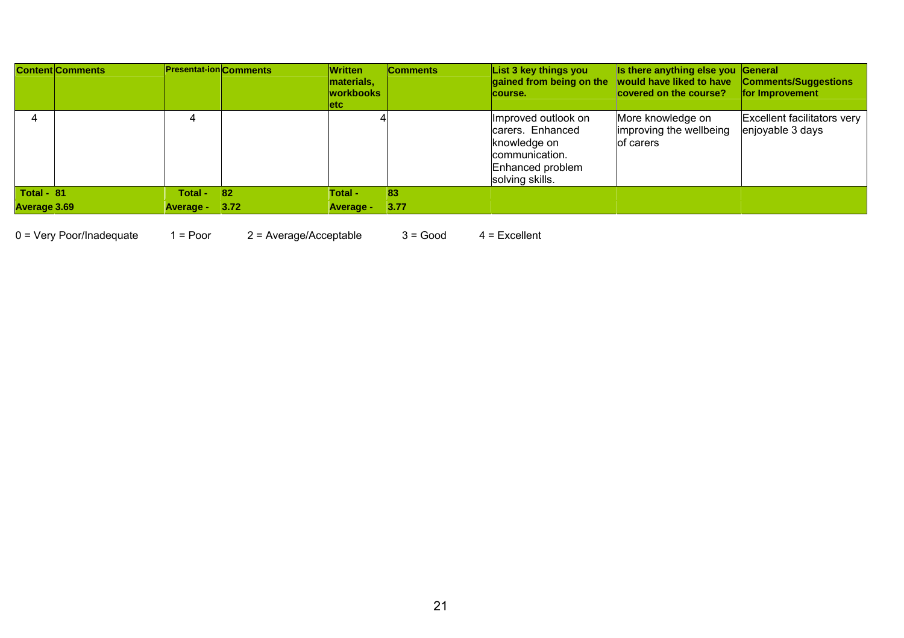| Content | Comments | Presentat-ion | Comments | Written materials, workbooks etc | Comments | List 3 key things you gained from being on the course. | Is there anything else you would have liked to have covered on the course? | General Comments/Suggestions for Improvement |
|---|---|---|---|---|---|---|---|---|
| 4 | | 4 | | 4 | | Improved outlook on carers. Enhanced knowledge on communication. Enhanced problem solving skills. | More knowledge on improving the wellbeing of carers | Excellent facilitators very enjoyable 3 days |
| Total - 81 | | Total - | 82 | Total - | 83 | | | |
| Average 3.69 | | Average - | 3.72 | Average - | 3.77 | | | |

0 = Very Poor/Inadequate  1 = Poor  2 = Average/Acceptable  3 = Good  4 = Excellent